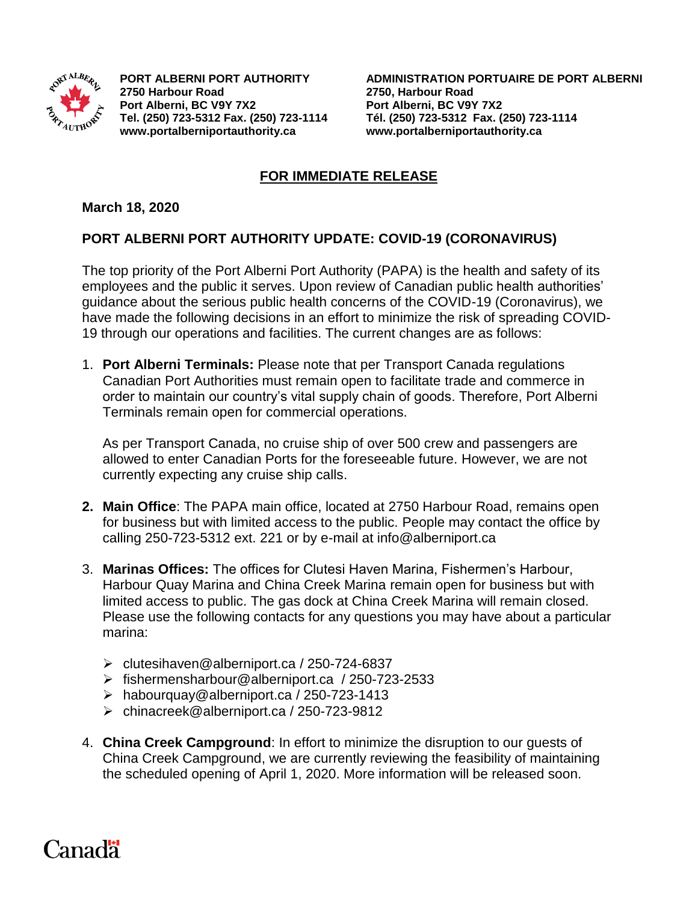**PORT ALBERNI PORT AUTHORITY**
**2750 Harbour Road**
**Port Alberni, BC V9Y 7X2**
**Tel. (250) 723-5312 Fax. (250) 723-1114**
**www.portalberniportauthority.ca**

**ADMINISTRATION PORTUAIRE DE PORT ALBERNI**
**2750, Harbour Road**
**Port Alberni, BC V9Y 7X2**
**Tél. (250) 723-5312 Fax. (250) 723-1114**
**www.portalberniportauthority.ca**

## FOR IMMEDIATE RELEASE

**March 18, 2020**

### PORT ALBERNI PORT AUTHORITY UPDATE: COVID-19 (CORONAVIRUS)

The top priority of the Port Alberni Port Authority (PAPA) is the health and safety of its employees and the public it serves. Upon review of Canadian public health authorities' guidance about the serious public health concerns of the COVID-19 (Coronavirus), we have made the following decisions in an effort to minimize the risk of spreading COVID-19 through our operations and facilities. The current changes are as follows:

1. **Port Alberni Terminals:** Please note that per Transport Canada regulations Canadian Port Authorities must remain open to facilitate trade and commerce in order to maintain our country's vital supply chain of goods. Therefore, Port Alberni Terminals remain open for commercial operations.

   As per Transport Canada, no cruise ship of over 500 crew and passengers are allowed to enter Canadian Ports for the foreseeable future. However, we are not currently expecting any cruise ship calls.

2. **Main Office**: The PAPA main office, located at 2750 Harbour Road, remains open for business but with limited access to the public. People may contact the office by calling 250-723-5312 ext. 221 or by e-mail at info@alberniport.ca

3. **Marinas Offices:** The offices for Clutesi Haven Marina, Fishermen's Harbour, Harbour Quay Marina and China Creek Marina remain open for business but with limited access to public. The gas dock at China Creek Marina will remain closed. Please use the following contacts for any questions you may have about a particular marina:

   - clutesihaven@alberniport.ca / 250-724-6837
   - fishermensharbour@alberniport.ca / 250-723-2533
   - habourquay@alberniport.ca / 250-723-1413
   - chinacreek@alberniport.ca / 250-723-9812

4. **China Creek Campground**: In effort to minimize the disruption to our guests of China Creek Campground, we are currently reviewing the feasibility of maintaining the scheduled opening of April 1, 2020. More information will be released soon.

Canada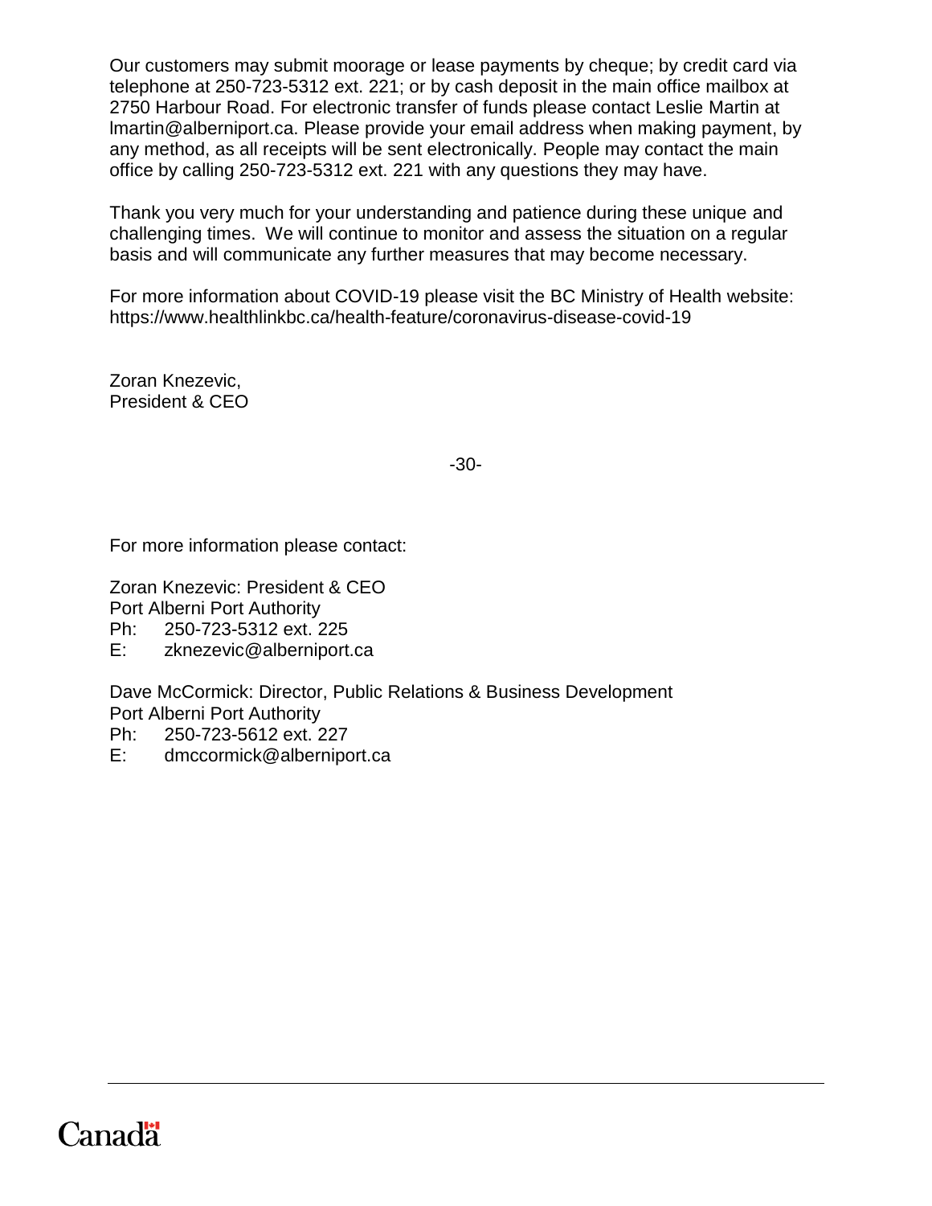Our customers may submit moorage or lease payments by cheque; by credit card via telephone at 250-723-5312 ext. 221; or by cash deposit in the main office mailbox at 2750 Harbour Road. For electronic transfer of funds please contact Leslie Martin at lmartin@alberniport.ca. Please provide your email address when making payment, by any method, as all receipts will be sent electronically. People may contact the main office by calling 250-723-5312 ext. 221 with any questions they may have.

Thank you very much for your understanding and patience during these unique and challenging times. We will continue to monitor and assess the situation on a regular basis and will communicate any further measures that may become necessary.

For more information about COVID-19 please visit the BC Ministry of Health website: https://www.healthlinkbc.ca/health-feature/coronavirus-disease-covid-19

Zoran Knezevic,
President & CEO

-30-

For more information please contact:

Zoran Knezevic: President & CEO
Port Alberni Port Authority
Ph: 250-723-5312 ext. 225
E: zknezevic@alberniport.ca

Dave McCormick: Director, Public Relations & Business Development
Port Alberni Port Authority
Ph: 250-723-5612 ext. 227
E: dmccormick@alberniport.ca

Canada